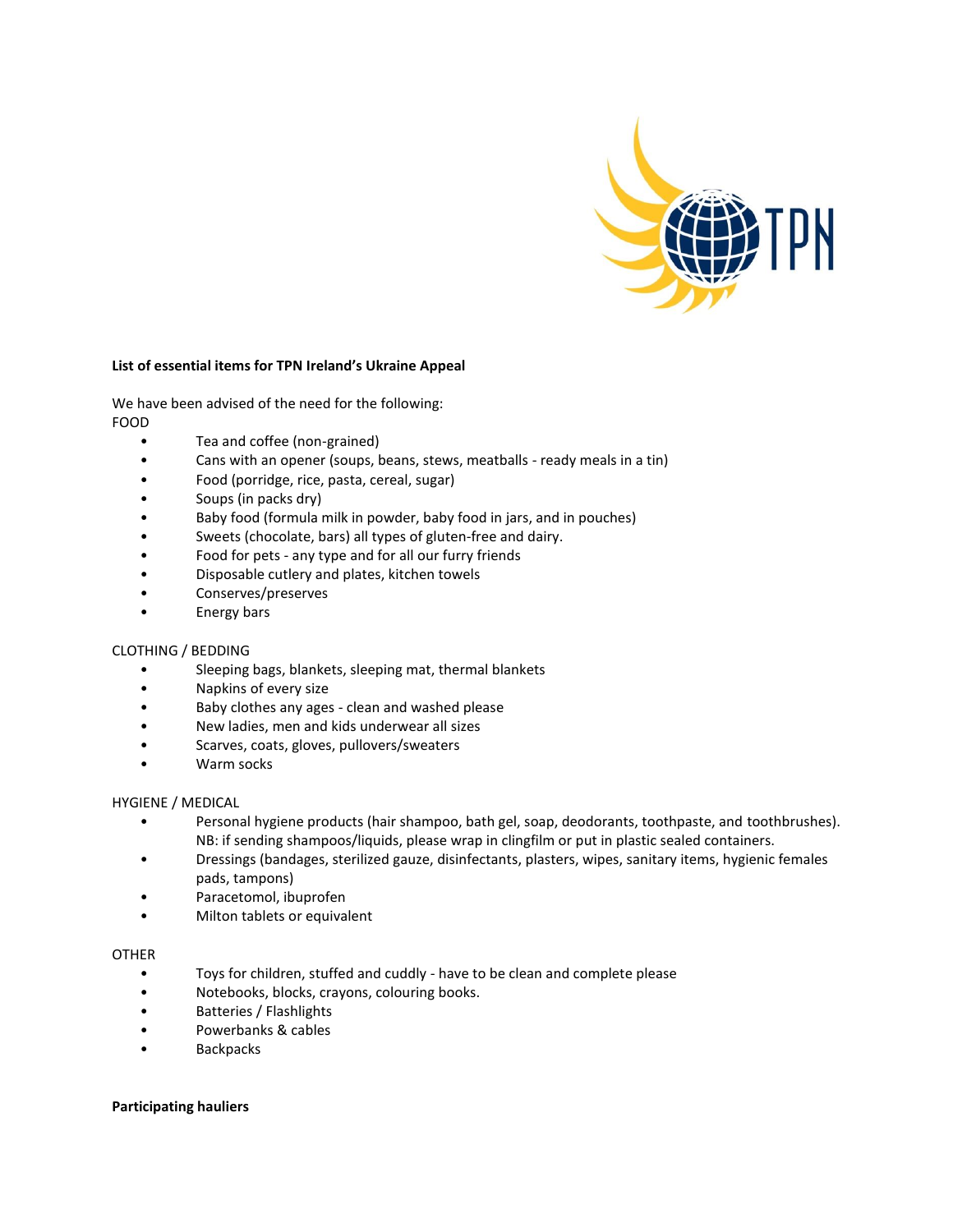**List of essential items for TPN Ireland's Ukraine Appeal**

We have been advised of the need for the following:

FOOD

- Tea and coffee (non-grained)
- Cans with an opener (soups, beans, stews, meatballs - ready meals in a tin)
- Food (porridge, rice, pasta, cereal, sugar)
- Soups (in packs dry)
- Baby food (formula milk in powder, baby food in jars, and in pouches)
- Sweets (chocolate, bars) all types of gluten-free and dairy.
- Food for pets - any type and for all our furry friends
- Disposable cutlery and plates, kitchen towels
- Conserves/preserves
- Energy bars

CLOTHING / BEDDING

- Sleeping bags, blankets, sleeping mat, thermal blankets
- Napkins of every size
- Baby clothes any ages - clean and washed please
- New ladies, men and kids underwear all sizes
- Scarves, coats, gloves, pullovers/sweaters
- Warm socks

HYGIENE / MEDICAL

- Personal hygiene products (hair shampoo, bath gel, soap, deodorants, toothpaste, and toothbrushes). NB: if sending shampoos/liquids, please wrap in clingfilm or put in plastic sealed containers.
- Dressings (bandages, sterilized gauze, disinfectants, plasters, wipes, sanitary items, hygienic females pads, tampons)
- Paracetomol, ibuprofen
- Milton tablets or equivalent

OTHER

- Toys for children, stuffed and cuddly - have to be clean and complete please
- Notebooks, blocks, crayons, colouring books.
- Batteries / Flashlights
- Powerbanks & cables
- Backpacks

**Participating hauliers**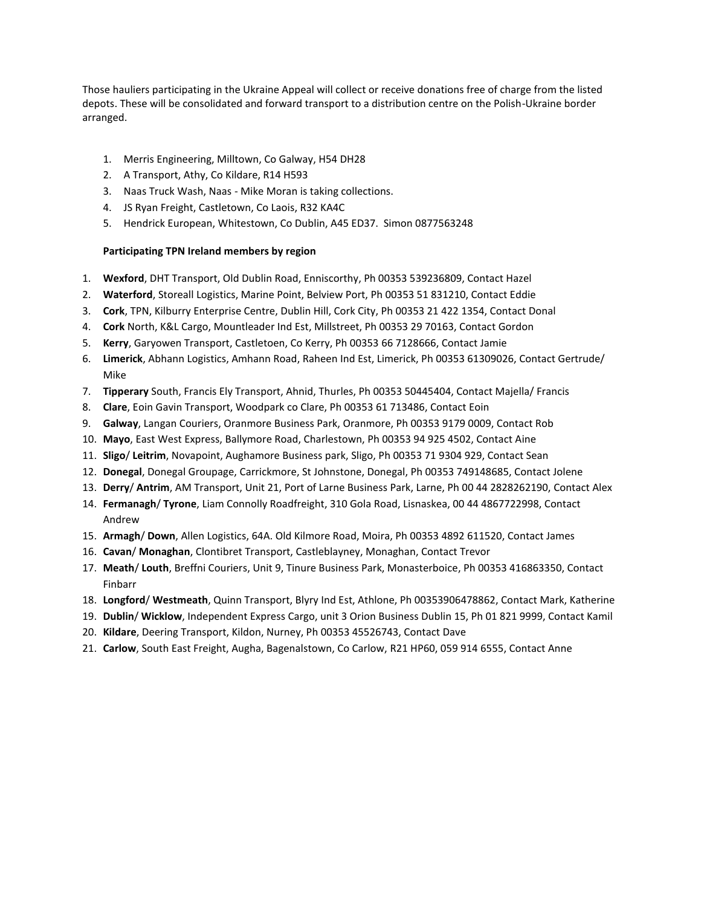Those hauliers participating in the Ukraine Appeal will collect or receive donations free of charge from the listed depots. These will be consolidated and forward transport to a distribution centre on the Polish-Ukraine border arranged.

1. Merris Engineering, Milltown, Co Galway, H54 DH28
2. A Transport, Athy, Co Kildare, R14 H593
3. Naas Truck Wash, Naas - Mike Moran is taking collections.
4. JS Ryan Freight, Castletown, Co Laois, R32 KA4C
5. Hendrick European, Whitestown, Co Dublin, A45 ED37. Simon 0877563248

**Participating TPN Ireland members by region**

1. **Wexford**, DHT Transport, Old Dublin Road, Enniscorthy, Ph 00353 539236809, Contact Hazel
2. **Waterford**, Storeall Logistics, Marine Point, Belview Port, Ph 00353 51 831210, Contact Eddie
3. **Cork**, TPN, Kilburry Enterprise Centre, Dublin Hill, Cork City, Ph 00353 21 422 1354, Contact Donal
4. **Cork** North, K&L Cargo, Mountleader Ind Est, Millstreet, Ph 00353 29 70163, Contact Gordon
5. **Kerry**, Garyowen Transport, Castletoen, Co Kerry, Ph 00353 66 7128666, Contact Jamie
6. **Limerick**, Abhann Logistics, Amhann Road, Raheen Ind Est, Limerick, Ph 00353 61309026, Contact Gertrude/ Mike
7. **Tipperary** South, Francis Ely Transport, Ahnid, Thurles, Ph 00353 50445404, Contact Majella/ Francis
8. **Clare**, Eoin Gavin Transport, Woodpark co Clare, Ph 00353 61 713486, Contact Eoin
9. **Galway**, Langan Couriers, Oranmore Business Park, Oranmore, Ph 00353 9179 0009, Contact Rob
10. **Mayo**, East West Express, Ballymore Road, Charlestown, Ph 00353 94 925 4502, Contact Aine
11. **Sligo**/ **Leitrim**, Novapoint, Aughamore Business park, Sligo, Ph 00353 71 9304 929, Contact Sean
12. **Donegal**, Donegal Groupage, Carrickmore, St Johnstone, Donegal, Ph 00353 749148685, Contact Jolene
13. **Derry**/ **Antrim**, AM Transport, Unit 21, Port of Larne Business Park, Larne, Ph 00 44 2828262190, Contact Alex
14. **Fermanagh**/ **Tyrone**, Liam Connolly Roadfreight, 310 Gola Road, Lisnaskea, 00 44 4867722998, Contact Andrew
15. **Armagh**/ **Down**, Allen Logistics, 64A. Old Kilmore Road, Moira, Ph 00353 4892 611520, Contact James
16. **Cavan**/ **Monaghan**, Clontibret Transport, Castleblayney, Monaghan, Contact Trevor
17. **Meath**/ **Louth**, Breffni Couriers, Unit 9, Tinure Business Park, Monasterboice, Ph 00353 416863350, Contact Finbarr
18. **Longford**/ **Westmeath**, Quinn Transport, Blyry Ind Est, Athlone, Ph 00353906478862, Contact Mark, Katherine
19. **Dublin**/ **Wicklow**, Independent Express Cargo, unit 3 Orion Business Dublin 15, Ph 01 821 9999, Contact Kamil
20. **Kildare**, Deering Transport, Kildon, Nurney, Ph 00353 45526743, Contact Dave
21. **Carlow**, South East Freight, Augha, Bagenalstown, Co Carlow, R21 HP60, 059 914 6555, Contact Anne